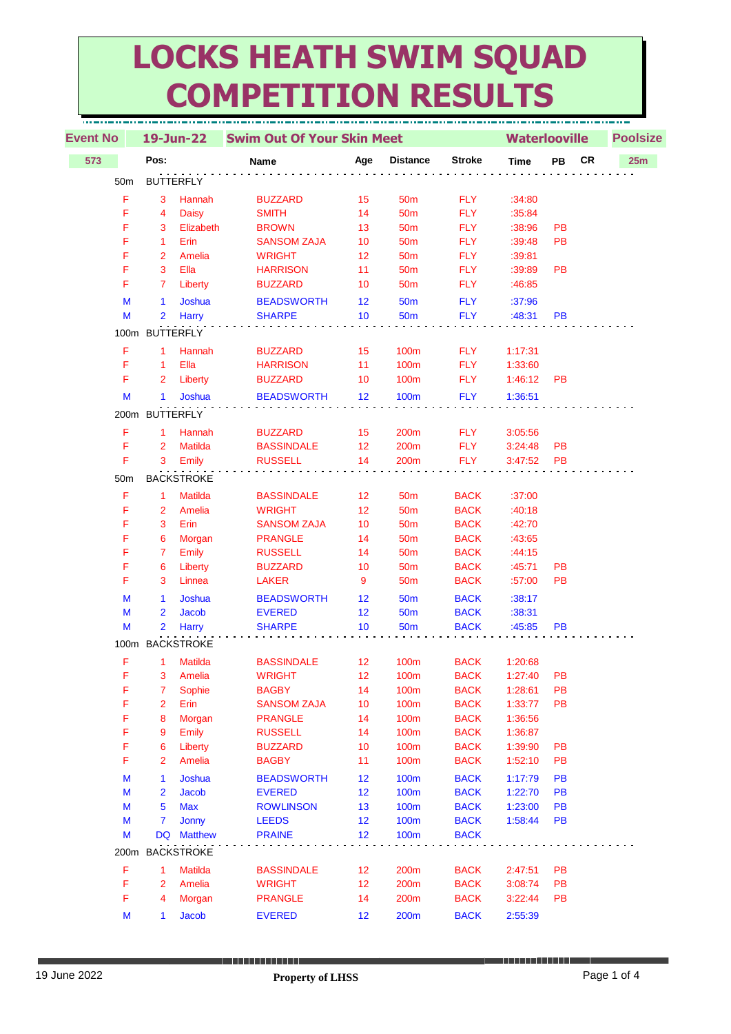# LOCKS HEATH SWIM SQUAD COMPETITION RESULTS

| Event No | 19-Jun-22 | Swim Out Of Your Skin Meet | | | | | Waterlooville | | | Poolsize |
|---|---|---|---|---|---|---|---|---|---|---|
| 573 | Pos: | | Name | Age | Distance | Stroke | Time | PB | CR | 25m |

**50m BUTTERFLY**

| | Pos | First Name | Surname | Age | Distance | Stroke | Time | PB | CR |
|---|---|---|---|---|---|---|---|---|---|
| F | 3 | Hannah | BUZZARD | 15 | 50m | FLY | :34:80 | | |
| F | 4 | Daisy | SMITH | 14 | 50m | FLY | :35:84 | | |
| F | 3 | Elizabeth | BROWN | 13 | 50m | FLY | :38:96 | PB | |
| F | 1 | Erin | SANSOM ZAJA | 10 | 50m | FLY | :39:48 | PB | |
| F | 2 | Amelia | WRIGHT | 12 | 50m | FLY | :39:81 | | |
| F | 3 | Ella | HARRISON | 11 | 50m | FLY | :39:89 | PB | |
| F | 7 | Liberty | BUZZARD | 10 | 50m | FLY | :46:85 | | |
| M | 1 | Joshua | BEADSWORTH | 12 | 50m | FLY | :37:96 | | |
| M | 2 | Harry | SHARPE | 10 | 50m | FLY | :48:31 | PB | |

**100m BUTTERFLY**

| | Pos | First Name | Surname | Age | Distance | Stroke | Time | PB | CR |
|---|---|---|---|---|---|---|---|---|---|
| F | 1 | Hannah | BUZZARD | 15 | 100m | FLY | 1:17:31 | | |
| F | 1 | Ella | HARRISON | 11 | 100m | FLY | 1:33:60 | | |
| F | 2 | Liberty | BUZZARD | 10 | 100m | FLY | 1:46:12 | PB | |
| M | 1 | Joshua | BEADSWORTH | 12 | 100m | FLY | 1:36:51 | | |

**200m BUTTERFLY**

| | Pos | First Name | Surname | Age | Distance | Stroke | Time | PB | CR |
|---|---|---|---|---|---|---|---|---|---|
| F | 1 | Hannah | BUZZARD | 15 | 200m | FLY | 3:05:56 | | |
| F | 2 | Matilda | BASSINDALE | 12 | 200m | FLY | 3:24:48 | PB | |
| F | 3 | Emily | RUSSELL | 14 | 200m | FLY | 3:47:52 | PB | |

**50m BACKSTROKE**

| | Pos | First Name | Surname | Age | Distance | Stroke | Time | PB | CR |
|---|---|---|---|---|---|---|---|---|---|
| F | 1 | Matilda | BASSINDALE | 12 | 50m | BACK | :37:00 | | |
| F | 2 | Amelia | WRIGHT | 12 | 50m | BACK | :40:18 | | |
| F | 3 | Erin | SANSOM ZAJA | 10 | 50m | BACK | :42:70 | | |
| F | 6 | Morgan | PRANGLE | 14 | 50m | BACK | :43:65 | | |
| F | 7 | Emily | RUSSELL | 14 | 50m | BACK | :44:15 | | |
| F | 6 | Liberty | BUZZARD | 10 | 50m | BACK | :45:71 | PB | |
| F | 3 | Linnea | LAKER | 9 | 50m | BACK | :57:00 | PB | |
| M | 1 | Joshua | BEADSWORTH | 12 | 50m | BACK | :38:17 | | |
| M | 2 | Jacob | EVERED | 12 | 50m | BACK | :38:31 | | |
| M | 2 | Harry | SHARPE | 10 | 50m | BACK | :45:85 | PB | |

**100m BACKSTROKE**

| | Pos | First Name | Surname | Age | Distance | Stroke | Time | PB | CR |
|---|---|---|---|---|---|---|---|---|---|
| F | 1 | Matilda | BASSINDALE | 12 | 100m | BACK | 1:20:68 | | |
| F | 3 | Amelia | WRIGHT | 12 | 100m | BACK | 1:27:40 | PB | |
| F | 7 | Sophie | BAGBY | 14 | 100m | BACK | 1:28:61 | PB | |
| F | 2 | Erin | SANSOM ZAJA | 10 | 100m | BACK | 1:33:77 | PB | |
| F | 8 | Morgan | PRANGLE | 14 | 100m | BACK | 1:36:56 | | |
| F | 9 | Emily | RUSSELL | 14 | 100m | BACK | 1:36:87 | | |
| F | 6 | Liberty | BUZZARD | 10 | 100m | BACK | 1:39:90 | PB | |
| F | 2 | Amelia | BAGBY | 11 | 100m | BACK | 1:52:10 | PB | |
| M | 1 | Joshua | BEADSWORTH | 12 | 100m | BACK | 1:17:79 | PB | |
| M | 2 | Jacob | EVERED | 12 | 100m | BACK | 1:22:70 | PB | |
| M | 5 | Max | ROWLINSON | 13 | 100m | BACK | 1:23:00 | PB | |
| M | 7 | Jonny | LEEDS | 12 | 100m | BACK | 1:58:44 | PB | |
| M | DQ | Matthew | PRAINE | 12 | 100m | BACK | | | |

**200m BACKSTROKE**

| | Pos | First Name | Surname | Age | Distance | Stroke | Time | PB | CR |
|---|---|---|---|---|---|---|---|---|---|
| F | 1 | Matilda | BASSINDALE | 12 | 200m | BACK | 2:47:51 | PB | |
| F | 2 | Amelia | WRIGHT | 12 | 200m | BACK | 3:08:74 | PB | |
| F | 4 | Morgan | PRANGLE | 14 | 200m | BACK | 3:22:44 | PB | |
| M | 1 | Jacob | EVERED | 12 | 200m | BACK | 2:55:39 | | |

19 June 2022 **Property of LHSS**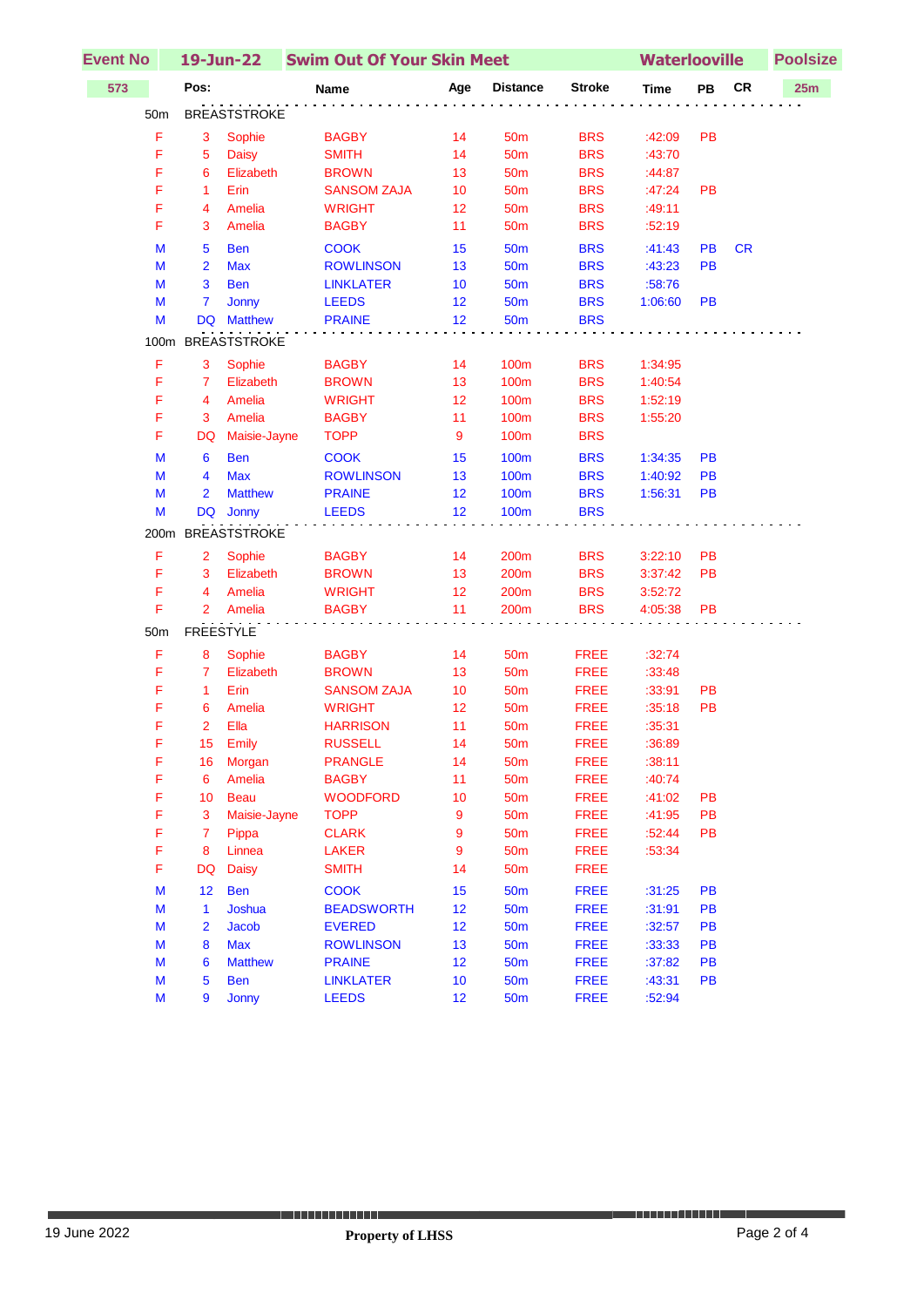| Event No | 19-Jun-22 | Swim Out Of Your Skin Meet | | | | | Waterlooville | | | Poolsize |
|---|---|---|---|---|---|---|---|---|---|---|
| 573 | Pos: | Name | | Age | Distance | Stroke | Time | PB | CR | 25m |

## 50m BREASTSTROKE

| | Pos | First Name | Surname | Age | Distance | Stroke | Time | PB | CR |
|---|---|---|---|---|---|---|---|---|---|
| F | 3 | Sophie | BAGBY | 14 | 50m | BRS | :42:09 | PB | |
| F | 5 | Daisy | SMITH | 14 | 50m | BRS | :43:70 | | |
| F | 6 | Elizabeth | BROWN | 13 | 50m | BRS | :44:87 | | |
| F | 1 | Erin | SANSOM ZAJA | 10 | 50m | BRS | :47:24 | PB | |
| F | 4 | Amelia | WRIGHT | 12 | 50m | BRS | :49:11 | | |
| F | 3 | Amelia | BAGBY | 11 | 50m | BRS | :52:19 | | |
| M | 5 | Ben | COOK | 15 | 50m | BRS | :41:43 | PB | CR |
| M | 2 | Max | ROWLINSON | 13 | 50m | BRS | :43:23 | PB | |
| M | 3 | Ben | LINKLATER | 10 | 50m | BRS | :58:76 | | |
| M | 7 | Jonny | LEEDS | 12 | 50m | BRS | 1:06:60 | PB | |
| M | DQ | Matthew | PRAINE | 12 | 50m | BRS | | | |

## 100m BREASTSTROKE

| | Pos | First Name | Surname | Age | Distance | Stroke | Time | PB | CR |
|---|---|---|---|---|---|---|---|---|---|
| F | 3 | Sophie | BAGBY | 14 | 100m | BRS | 1:34:95 | | |
| F | 7 | Elizabeth | BROWN | 13 | 100m | BRS | 1:40:54 | | |
| F | 4 | Amelia | WRIGHT | 12 | 100m | BRS | 1:52:19 | | |
| F | 3 | Amelia | BAGBY | 11 | 100m | BRS | 1:55:20 | | |
| F | DQ | Maisie-Jayne | TOPP | 9 | 100m | BRS | | | |
| M | 6 | Ben | COOK | 15 | 100m | BRS | 1:34:35 | PB | |
| M | 4 | Max | ROWLINSON | 13 | 100m | BRS | 1:40:92 | PB | |
| M | 2 | Matthew | PRAINE | 12 | 100m | BRS | 1:56:31 | PB | |
| M | DQ | Jonny | LEEDS | 12 | 100m | BRS | | | |

## 200m BREASTSTROKE

| | Pos | First Name | Surname | Age | Distance | Stroke | Time | PB | CR |
|---|---|---|---|---|---|---|---|---|---|
| F | 2 | Sophie | BAGBY | 14 | 200m | BRS | 3:22:10 | PB | |
| F | 3 | Elizabeth | BROWN | 13 | 200m | BRS | 3:37:42 | PB | |
| F | 4 | Amelia | WRIGHT | 12 | 200m | BRS | 3:52:72 | | |
| F | 2 | Amelia | BAGBY | 11 | 200m | BRS | 4:05:38 | PB | |

## 50m FREESTYLE

| | Pos | First Name | Surname | Age | Distance | Stroke | Time | PB | CR |
|---|---|---|---|---|---|---|---|---|---|
| F | 8 | Sophie | BAGBY | 14 | 50m | FREE | :32:74 | | |
| F | 7 | Elizabeth | BROWN | 13 | 50m | FREE | :33:48 | | |
| F | 1 | Erin | SANSOM ZAJA | 10 | 50m | FREE | :33:91 | PB | |
| F | 6 | Amelia | WRIGHT | 12 | 50m | FREE | :35:18 | PB | |
| F | 2 | Ella | HARRISON | 11 | 50m | FREE | :35:31 | | |
| F | 15 | Emily | RUSSELL | 14 | 50m | FREE | :36:89 | | |
| F | 16 | Morgan | PRANGLE | 14 | 50m | FREE | :38:11 | | |
| F | 6 | Amelia | BAGBY | 11 | 50m | FREE | :40:74 | | |
| F | 10 | Beau | WOODFORD | 10 | 50m | FREE | :41:02 | PB | |
| F | 3 | Maisie-Jayne | TOPP | 9 | 50m | FREE | :41:95 | PB | |
| F | 7 | Pippa | CLARK | 9 | 50m | FREE | :52:44 | PB | |
| F | 8 | Linnea | LAKER | 9 | 50m | FREE | :53:34 | | |
| F | DQ | Daisy | SMITH | 14 | 50m | FREE | | | |
| M | 12 | Ben | COOK | 15 | 50m | FREE | :31:25 | PB | |
| M | 1 | Joshua | BEADSWORTH | 12 | 50m | FREE | :31:91 | PB | |
| M | 2 | Jacob | EVERED | 12 | 50m | FREE | :32:57 | PB | |
| M | 8 | Max | ROWLINSON | 13 | 50m | FREE | :33:33 | PB | |
| M | 6 | Matthew | PRAINE | 12 | 50m | FREE | :37:82 | PB | |
| M | 5 | Ben | LINKLATER | 10 | 50m | FREE | :43:31 | PB | |
| M | 9 | Jonny | LEEDS | 12 | 50m | FREE | :52:94 | | |

19 June 2022 **Property of LHSS**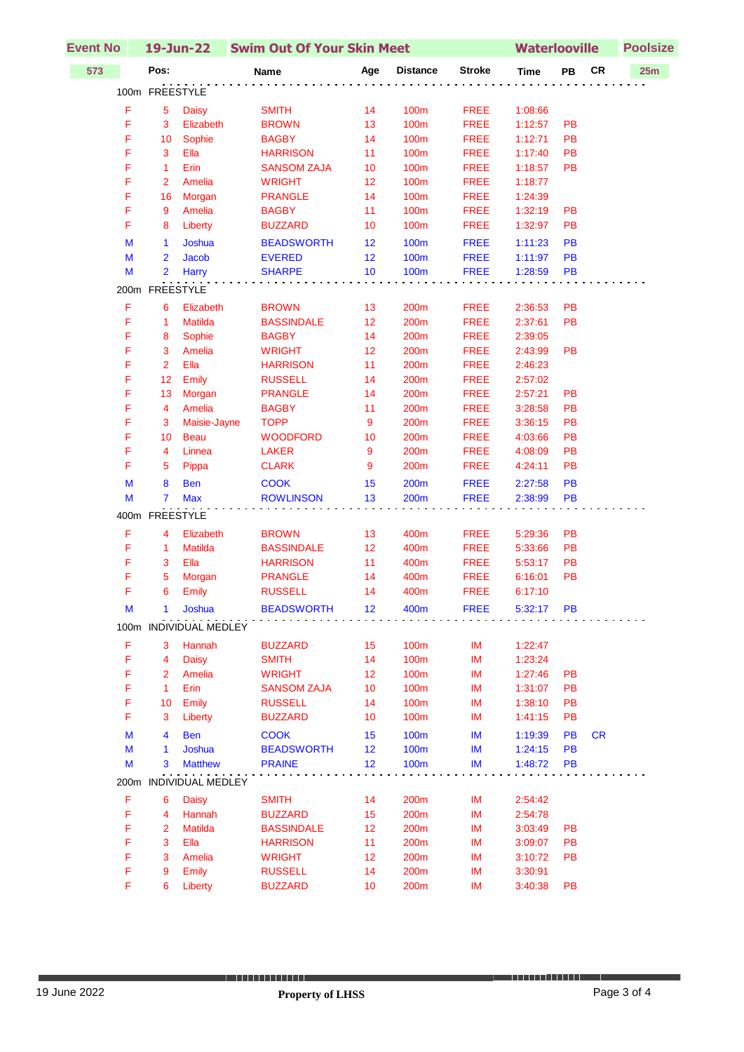| Event No | 19-Jun-22 | Swim Out Of Your Skin Meet | | | | | Waterlooville | | | Poolsize |
|---|---|---|---|---|---|---|---|---|---|---|
| 573 | Pos: | | Name | Age | Distance | Stroke | Time | PB | CR | 25m |

**100m FREESTYLE**

| | Pos | First Name | Surname | Age | Distance | Stroke | Time | PB | CR |
|---|---|---|---|---|---|---|---|---|---|
| F | 5 | Daisy | SMITH | 14 | 100m | FREE | 1:08:66 | | |
| F | 3 | Elizabeth | BROWN | 13 | 100m | FREE | 1:12:57 | PB | |
| F | 10 | Sophie | BAGBY | 14 | 100m | FREE | 1:12:71 | PB | |
| F | 3 | Ella | HARRISON | 11 | 100m | FREE | 1:17:40 | PB | |
| F | 1 | Erin | SANSOM ZAJA | 10 | 100m | FREE | 1:18:57 | PB | |
| F | 2 | Amelia | WRIGHT | 12 | 100m | FREE | 1:18:77 | | |
| F | 16 | Morgan | PRANGLE | 14 | 100m | FREE | 1:24:39 | | |
| F | 9 | Amelia | BAGBY | 11 | 100m | FREE | 1:32:19 | PB | |
| F | 8 | Liberty | BUZZARD | 10 | 100m | FREE | 1:32:97 | PB | |
| M | 1 | Joshua | BEADSWORTH | 12 | 100m | FREE | 1:11:23 | PB | |
| M | 2 | Jacob | EVERED | 12 | 100m | FREE | 1:11:97 | PB | |
| M | 2 | Harry | SHARPE | 10 | 100m | FREE | 1:28:59 | PB | |

**200m FREESTYLE**

| | Pos | First Name | Surname | Age | Distance | Stroke | Time | PB | CR |
|---|---|---|---|---|---|---|---|---|---|
| F | 6 | Elizabeth | BROWN | 13 | 200m | FREE | 2:36:53 | PB | |
| F | 1 | Matilda | BASSINDALE | 12 | 200m | FREE | 2:37:61 | PB | |
| F | 8 | Sophie | BAGBY | 14 | 200m | FREE | 2:39:05 | | |
| F | 3 | Amelia | WRIGHT | 12 | 200m | FREE | 2:43:99 | PB | |
| F | 2 | Ella | HARRISON | 11 | 200m | FREE | 2:46:23 | | |
| F | 12 | Emily | RUSSELL | 14 | 200m | FREE | 2:57:02 | | |
| F | 13 | Morgan | PRANGLE | 14 | 200m | FREE | 2:57:21 | PB | |
| F | 4 | Amelia | BAGBY | 11 | 200m | FREE | 3:28:58 | PB | |
| F | 3 | Maisie-Jayne | TOPP | 9 | 200m | FREE | 3:36:15 | PB | |
| F | 10 | Beau | WOODFORD | 10 | 200m | FREE | 4:03:66 | PB | |
| F | 4 | Linnea | LAKER | 9 | 200m | FREE | 4:08:09 | PB | |
| F | 5 | Pippa | CLARK | 9 | 200m | FREE | 4:24:11 | PB | |
| M | 8 | Ben | COOK | 15 | 200m | FREE | 2:27:58 | PB | |
| M | 7 | Max | ROWLINSON | 13 | 200m | FREE | 2:38:99 | PB | |

**400m FREESTYLE**

| | Pos | First Name | Surname | Age | Distance | Stroke | Time | PB | CR |
|---|---|---|---|---|---|---|---|---|---|
| F | 4 | Elizabeth | BROWN | 13 | 400m | FREE | 5:29:36 | PB | |
| F | 1 | Matilda | BASSINDALE | 12 | 400m | FREE | 5:33:66 | PB | |
| F | 3 | Ella | HARRISON | 11 | 400m | FREE | 5:53:17 | PB | |
| F | 5 | Morgan | PRANGLE | 14 | 400m | FREE | 6:16:01 | PB | |
| F | 6 | Emily | RUSSELL | 14 | 400m | FREE | 6:17:10 | | |
| M | 1 | Joshua | BEADSWORTH | 12 | 400m | FREE | 5:32:17 | PB | |

**100m INDIVIDUAL MEDLEY**

| | Pos | First Name | Surname | Age | Distance | Stroke | Time | PB | CR |
|---|---|---|---|---|---|---|---|---|---|
| F | 3 | Hannah | BUZZARD | 15 | 100m | IM | 1:22:47 | | |
| F | 4 | Daisy | SMITH | 14 | 100m | IM | 1:23:24 | | |
| F | 2 | Amelia | WRIGHT | 12 | 100m | IM | 1:27:46 | PB | |
| F | 1 | Erin | SANSOM ZAJA | 10 | 100m | IM | 1:31:07 | PB | |
| F | 10 | Emily | RUSSELL | 14 | 100m | IM | 1:38:10 | PB | |
| F | 3 | Liberty | BUZZARD | 10 | 100m | IM | 1:41:15 | PB | |
| M | 4 | Ben | COOK | 15 | 100m | IM | 1:19:39 | PB | CR |
| M | 1 | Joshua | BEADSWORTH | 12 | 100m | IM | 1:24:15 | PB | |
| M | 3 | Matthew | PRAINE | 12 | 100m | IM | 1:48:72 | PB | |

**200m INDIVIDUAL MEDLEY**

| | Pos | First Name | Surname | Age | Distance | Stroke | Time | PB | CR |
|---|---|---|---|---|---|---|---|---|---|
| F | 6 | Daisy | SMITH | 14 | 200m | IM | 2:54:42 | | |
| F | 4 | Hannah | BUZZARD | 15 | 200m | IM | 2:54:78 | | |
| F | 2 | Matilda | BASSINDALE | 12 | 200m | IM | 3:03:49 | PB | |
| F | 3 | Ella | HARRISON | 11 | 200m | IM | 3:09:07 | PB | |
| F | 3 | Amelia | WRIGHT | 12 | 200m | IM | 3:10:72 | PB | |
| F | 9 | Emily | RUSSELL | 14 | 200m | IM | 3:30:91 | | |
| F | 6 | Liberty | BUZZARD | 10 | 200m | IM | 3:40:38 | PB | |

19 June 2022 **Property of LHSS**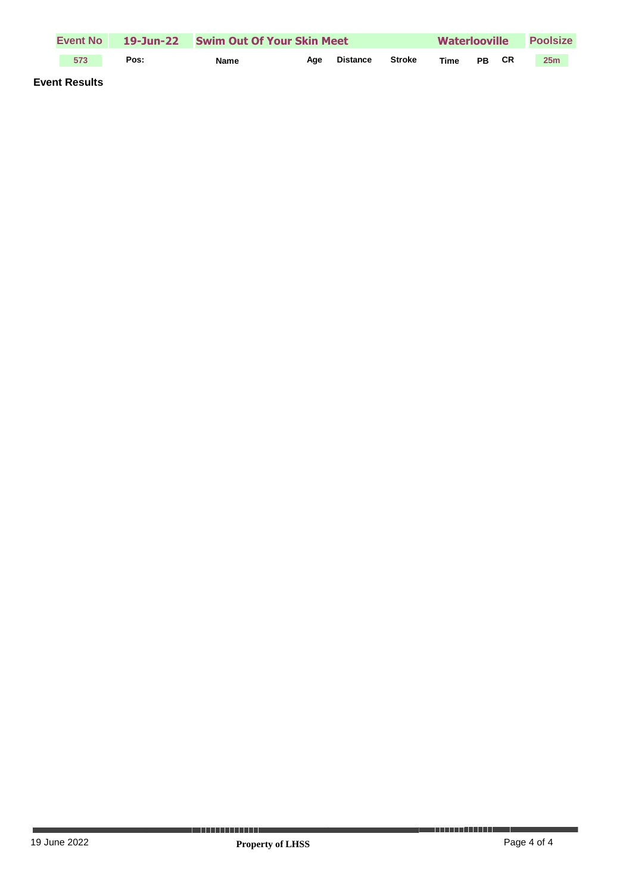| Event No | 19-Jun-22 | Swim Out Of Your Skin Meet | | | | Waterlooville | | | Poolsize |
|---|---|---|---|---|---|---|---|---|---|
| 573 | Pos: | Name | Age | Distance | Stroke | Time | PB | CR | 25m |

**Event Results**

Property of LHSS